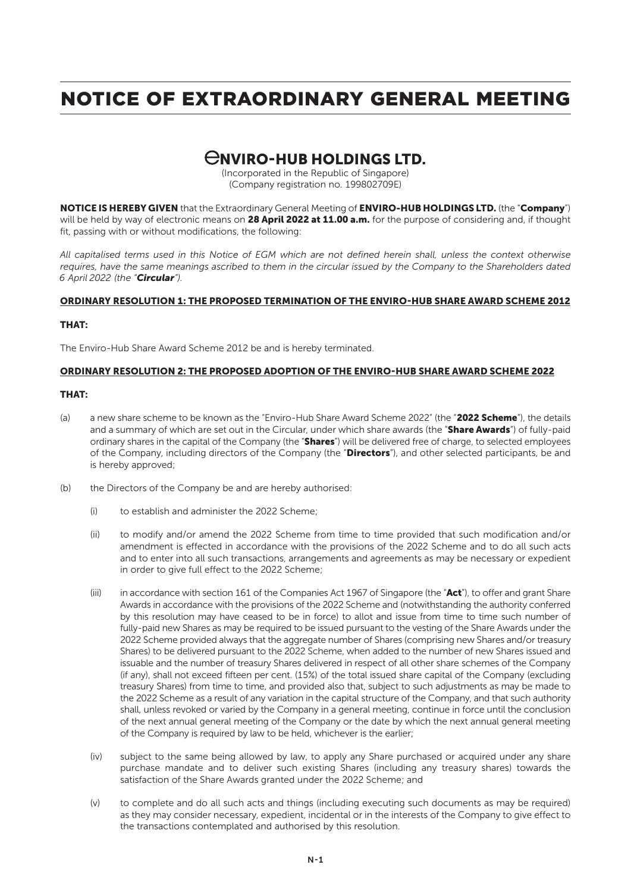# NOTICE OF EXTRAORDINARY GENERAL MEETING

## ENVIRO-HUB HOLDINGS LTD.

(Incorporated in the Republic of Singapore)
(Company registration no. 199802709E)

**NOTICE IS HEREBY GIVEN** that the Extraordinary General Meeting of **ENVIRO-HUB HOLDINGS LTD.** (the "**Company**") will be held by way of electronic means on **28 April 2022 at 11.00 a.m.** for the purpose of considering and, if thought fit, passing with or without modifications, the following:

*All capitalised terms used in this Notice of EGM which are not defined herein shall, unless the context otherwise requires, have the same meanings ascribed to them in the circular issued by the Company to the Shareholders dated 6 April 2022 (the "**Circular**").*

### ORDINARY RESOLUTION 1: THE PROPOSED TERMINATION OF THE ENVIRO-HUB SHARE AWARD SCHEME 2012

**THAT:**

The Enviro-Hub Share Award Scheme 2012 be and is hereby terminated.

### ORDINARY RESOLUTION 2: THE PROPOSED ADOPTION OF THE ENVIRO-HUB SHARE AWARD SCHEME 2022

**THAT:**

(a) a new share scheme to be known as the "Enviro-Hub Share Award Scheme 2022" (the "**2022 Scheme**"), the details and a summary of which are set out in the Circular, under which share awards (the "**Share Awards**") of fully-paid ordinary shares in the capital of the Company (the "**Shares**") will be delivered free of charge, to selected employees of the Company, including directors of the Company (the "**Directors**"), and other selected participants, be and is hereby approved;

(b) the Directors of the Company be and are hereby authorised:

(i) to establish and administer the 2022 Scheme;

(ii) to modify and/or amend the 2022 Scheme from time to time provided that such modification and/or amendment is effected in accordance with the provisions of the 2022 Scheme and to do all such acts and to enter into all such transactions, arrangements and agreements as may be necessary or expedient in order to give full effect to the 2022 Scheme;

(iii) in accordance with section 161 of the Companies Act 1967 of Singapore (the "**Act**"), to offer and grant Share Awards in accordance with the provisions of the 2022 Scheme and (notwithstanding the authority conferred by this resolution may have ceased to be in force) to allot and issue from time to time such number of fully-paid new Shares as may be required to be issued pursuant to the vesting of the Share Awards under the 2022 Scheme provided always that the aggregate number of Shares (comprising new Shares and/or treasury Shares) to be delivered pursuant to the 2022 Scheme, when added to the number of new Shares issued and issuable and the number of treasury Shares delivered in respect of all other share schemes of the Company (if any), shall not exceed fifteen per cent. (15%) of the total issued share capital of the Company (excluding treasury Shares) from time to time, and provided also that, subject to such adjustments as may be made to the 2022 Scheme as a result of any variation in the capital structure of the Company, and that such authority shall, unless revoked or varied by the Company in a general meeting, continue in force until the conclusion of the next annual general meeting of the Company or the date by which the next annual general meeting of the Company is required by law to be held, whichever is the earlier;

(iv) subject to the same being allowed by law, to apply any Share purchased or acquired under any share purchase mandate and to deliver such existing Shares (including any treasury shares) towards the satisfaction of the Share Awards granted under the 2022 Scheme; and

(v) to complete and do all such acts and things (including executing such documents as may be required) as they may consider necessary, expedient, incidental or in the interests of the Company to give effect to the transactions contemplated and authorised by this resolution.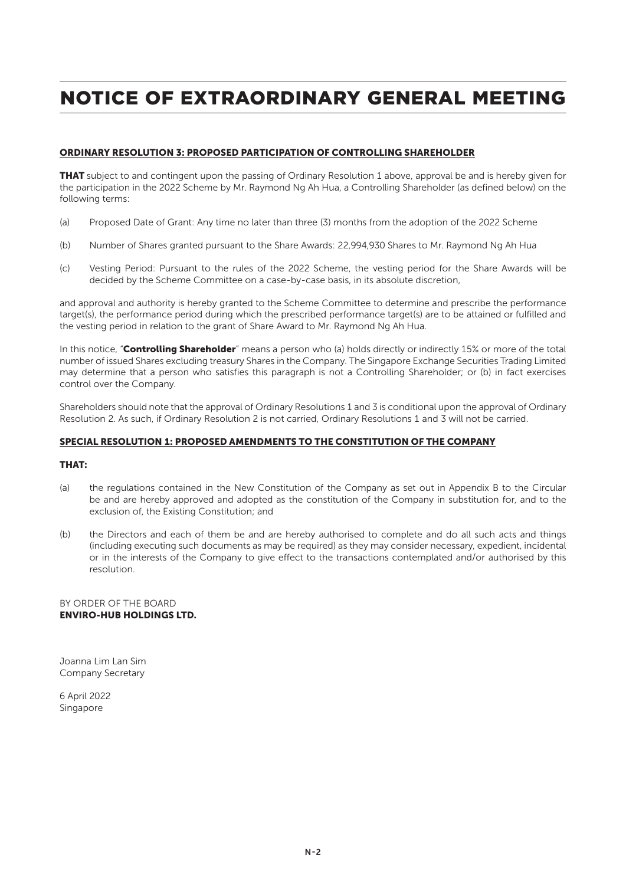# NOTICE OF EXTRAORDINARY GENERAL MEETING

**ORDINARY RESOLUTION 3: PROPOSED PARTICIPATION OF CONTROLLING SHAREHOLDER**

**THAT** subject to and contingent upon the passing of Ordinary Resolution 1 above, approval be and is hereby given for the participation in the 2022 Scheme by Mr. Raymond Ng Ah Hua, a Controlling Shareholder (as defined below) on the following terms:

(a) Proposed Date of Grant: Any time no later than three (3) months from the adoption of the 2022 Scheme

(b) Number of Shares granted pursuant to the Share Awards: 22,994,930 Shares to Mr. Raymond Ng Ah Hua

(c) Vesting Period: Pursuant to the rules of the 2022 Scheme, the vesting period for the Share Awards will be decided by the Scheme Committee on a case-by-case basis, in its absolute discretion,

and approval and authority is hereby granted to the Scheme Committee to determine and prescribe the performance target(s), the performance period during which the prescribed performance target(s) are to be attained or fulfilled and the vesting period in relation to the grant of Share Award to Mr. Raymond Ng Ah Hua.

In this notice, "**Controlling Shareholder**" means a person who (a) holds directly or indirectly 15% or more of the total number of issued Shares excluding treasury Shares in the Company. The Singapore Exchange Securities Trading Limited may determine that a person who satisfies this paragraph is not a Controlling Shareholder; or (b) in fact exercises control over the Company.

Shareholders should note that the approval of Ordinary Resolutions 1 and 3 is conditional upon the approval of Ordinary Resolution 2. As such, if Ordinary Resolution 2 is not carried, Ordinary Resolutions 1 and 3 will not be carried.

**SPECIAL RESOLUTION 1: PROPOSED AMENDMENTS TO THE CONSTITUTION OF THE COMPANY**

**THAT:**

(a) the regulations contained in the New Constitution of the Company as set out in Appendix B to the Circular be and are hereby approved and adopted as the constitution of the Company in substitution for, and to the exclusion of, the Existing Constitution; and

(b) the Directors and each of them be and are hereby authorised to complete and do all such acts and things (including executing such documents as may be required) as they may consider necessary, expedient, incidental or in the interests of the Company to give effect to the transactions contemplated and/or authorised by this resolution.

BY ORDER OF THE BOARD
**ENVIRO-HUB HOLDINGS LTD.**

Joanna Lim Lan Sim
Company Secretary

6 April 2022
Singapore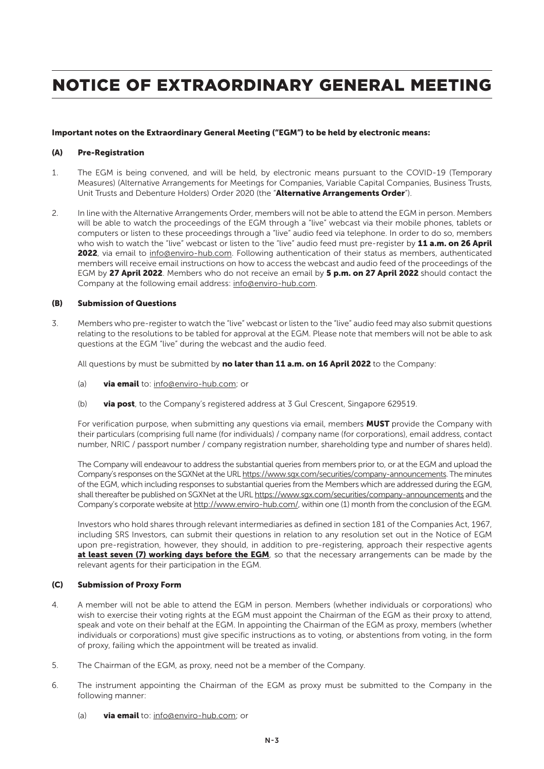# NOTICE OF EXTRAORDINARY GENERAL MEETING

**Important notes on the Extraordinary General Meeting ("EGM") to be held by electronic means:**

**(A) Pre-Registration**

1. The EGM is being convened, and will be held, by electronic means pursuant to the COVID-19 (Temporary Measures) (Alternative Arrangements for Meetings for Companies, Variable Capital Companies, Business Trusts, Unit Trusts and Debenture Holders) Order 2020 (the "**Alternative Arrangements Order**").

2. In line with the Alternative Arrangements Order, members will not be able to attend the EGM in person. Members will be able to watch the proceedings of the EGM through a "live" webcast via their mobile phones, tablets or computers or listen to these proceedings through a "live" audio feed via telephone. In order to do so, members who wish to watch the "live" webcast or listen to the "live" audio feed must pre-register by **11 a.m. on 26 April 2022**, via email to info@enviro-hub.com. Following authentication of their status as members, authenticated members will receive email instructions on how to access the webcast and audio feed of the proceedings of the EGM by **27 April 2022**. Members who do not receive an email by **5 p.m. on 27 April 2022** should contact the Company at the following email address: info@enviro-hub.com.

**(B) Submission of Questions**

3. Members who pre-register to watch the "live" webcast or listen to the "live" audio feed may also submit questions relating to the resolutions to be tabled for approval at the EGM. Please note that members will not be able to ask questions at the EGM "live" during the webcast and the audio feed.

   All questions by must be submitted by **no later than 11 a.m. on 16 April 2022** to the Company:

   (a) **via email** to: info@enviro-hub.com; or

   (b) **via post**, to the Company's registered address at 3 Gul Crescent, Singapore 629519.

   For verification purpose, when submitting any questions via email, members **MUST** provide the Company with their particulars (comprising full name (for individuals) / company name (for corporations), email address, contact number, NRIC / passport number / company registration number, shareholding type and number of shares held).

   The Company will endeavour to address the substantial queries from members prior to, or at the EGM and upload the Company's responses on the SGXNet at the URL https://www.sgx.com/securities/company-announcements. The minutes of the EGM, which including responses to substantial queries from the Members which are addressed during the EGM, shall thereafter be published on SGXNet at the URL https://www.sgx.com/securities/company-announcements and the Company's corporate website at http://www.enviro-hub.com/, within one (1) month from the conclusion of the EGM.

   Investors who hold shares through relevant intermediaries as defined in section 181 of the Companies Act, 1967, including SRS Investors, can submit their questions in relation to any resolution set out in the Notice of EGM upon pre-registration, however, they should, in addition to pre-registering, approach their respective agents **at least seven (7) working days before the EGM**, so that the necessary arrangements can be made by the relevant agents for their participation in the EGM.

**(C) Submission of Proxy Form**

4. A member will not be able to attend the EGM in person. Members (whether individuals or corporations) who wish to exercise their voting rights at the EGM must appoint the Chairman of the EGM as their proxy to attend, speak and vote on their behalf at the EGM. In appointing the Chairman of the EGM as proxy, members (whether individuals or corporations) must give specific instructions as to voting, or abstentions from voting, in the form of proxy, failing which the appointment will be treated as invalid.

5. The Chairman of the EGM, as proxy, need not be a member of the Company.

6. The instrument appointing the Chairman of the EGM as proxy must be submitted to the Company in the following manner:

   (a) **via email** to: info@enviro-hub.com; or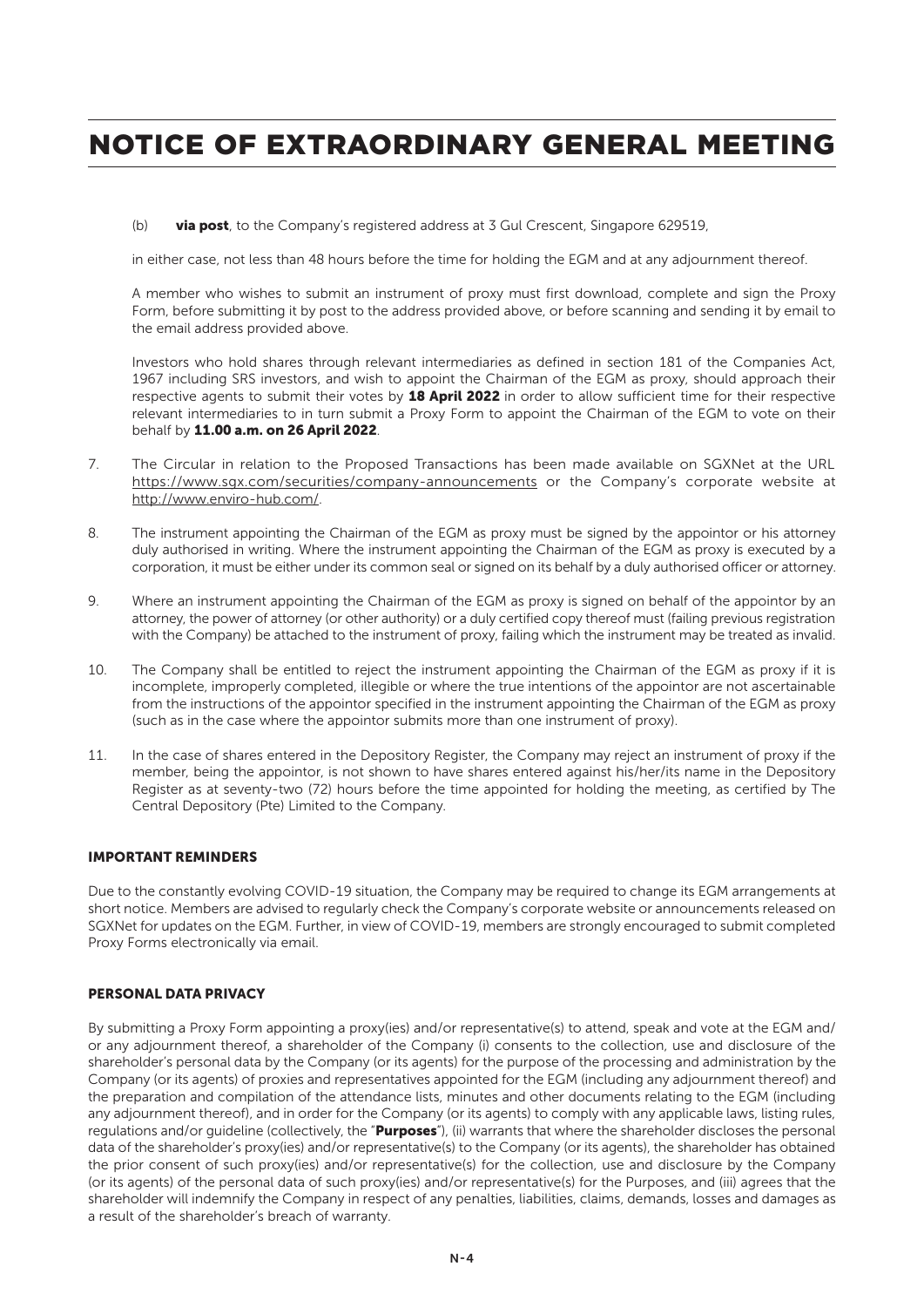# NOTICE OF EXTRAORDINARY GENERAL MEETING

(b) **via post**, to the Company's registered address at 3 Gul Crescent, Singapore 629519,

in either case, not less than 48 hours before the time for holding the EGM and at any adjournment thereof.

A member who wishes to submit an instrument of proxy must first download, complete and sign the Proxy Form, before submitting it by post to the address provided above, or before scanning and sending it by email to the email address provided above.

Investors who hold shares through relevant intermediaries as defined in section 181 of the Companies Act, 1967 including SRS investors, and wish to appoint the Chairman of the EGM as proxy, should approach their respective agents to submit their votes by **18 April 2022** in order to allow sufficient time for their respective relevant intermediaries to in turn submit a Proxy Form to appoint the Chairman of the EGM to vote on their behalf by **11.00 a.m. on 26 April 2022**.

7. The Circular in relation to the Proposed Transactions has been made available on SGXNet at the URL https://www.sgx.com/securities/company-announcements or the Company's corporate website at http://www.enviro-hub.com/.

8. The instrument appointing the Chairman of the EGM as proxy must be signed by the appointor or his attorney duly authorised in writing. Where the instrument appointing the Chairman of the EGM as proxy is executed by a corporation, it must be either under its common seal or signed on its behalf by a duly authorised officer or attorney.

9. Where an instrument appointing the Chairman of the EGM as proxy is signed on behalf of the appointor by an attorney, the power of attorney (or other authority) or a duly certified copy thereof must (failing previous registration with the Company) be attached to the instrument of proxy, failing which the instrument may be treated as invalid.

10. The Company shall be entitled to reject the instrument appointing the Chairman of the EGM as proxy if it is incomplete, improperly completed, illegible or where the true intentions of the appointor are not ascertainable from the instructions of the appointor specified in the instrument appointing the Chairman of the EGM as proxy (such as in the case where the appointor submits more than one instrument of proxy).

11. In the case of shares entered in the Depository Register, the Company may reject an instrument of proxy if the member, being the appointor, is not shown to have shares entered against his/her/its name in the Depository Register as at seventy-two (72) hours before the time appointed for holding the meeting, as certified by The Central Depository (Pte) Limited to the Company.

## IMPORTANT REMINDERS

Due to the constantly evolving COVID-19 situation, the Company may be required to change its EGM arrangements at short notice. Members are advised to regularly check the Company's corporate website or announcements released on SGXNet for updates on the EGM. Further, in view of COVID-19, members are strongly encouraged to submit completed Proxy Forms electronically via email.

## PERSONAL DATA PRIVACY

By submitting a Proxy Form appointing a proxy(ies) and/or representative(s) to attend, speak and vote at the EGM and/or any adjournment thereof, a shareholder of the Company (i) consents to the collection, use and disclosure of the shareholder's personal data by the Company (or its agents) for the purpose of the processing and administration by the Company (or its agents) of proxies and representatives appointed for the EGM (including any adjournment thereof) and the preparation and compilation of the attendance lists, minutes and other documents relating to the EGM (including any adjournment thereof), and in order for the Company (or its agents) to comply with any applicable laws, listing rules, regulations and/or guideline (collectively, the "**Purposes**"), (ii) warrants that where the shareholder discloses the personal data of the shareholder's proxy(ies) and/or representative(s) to the Company (or its agents), the shareholder has obtained the prior consent of such proxy(ies) and/or representative(s) for the collection, use and disclosure by the Company (or its agents) of the personal data of such proxy(ies) and/or representative(s) for the Purposes, and (iii) agrees that the shareholder will indemnify the Company in respect of any penalties, liabilities, claims, demands, losses and damages as a result of the shareholder's breach of warranty.